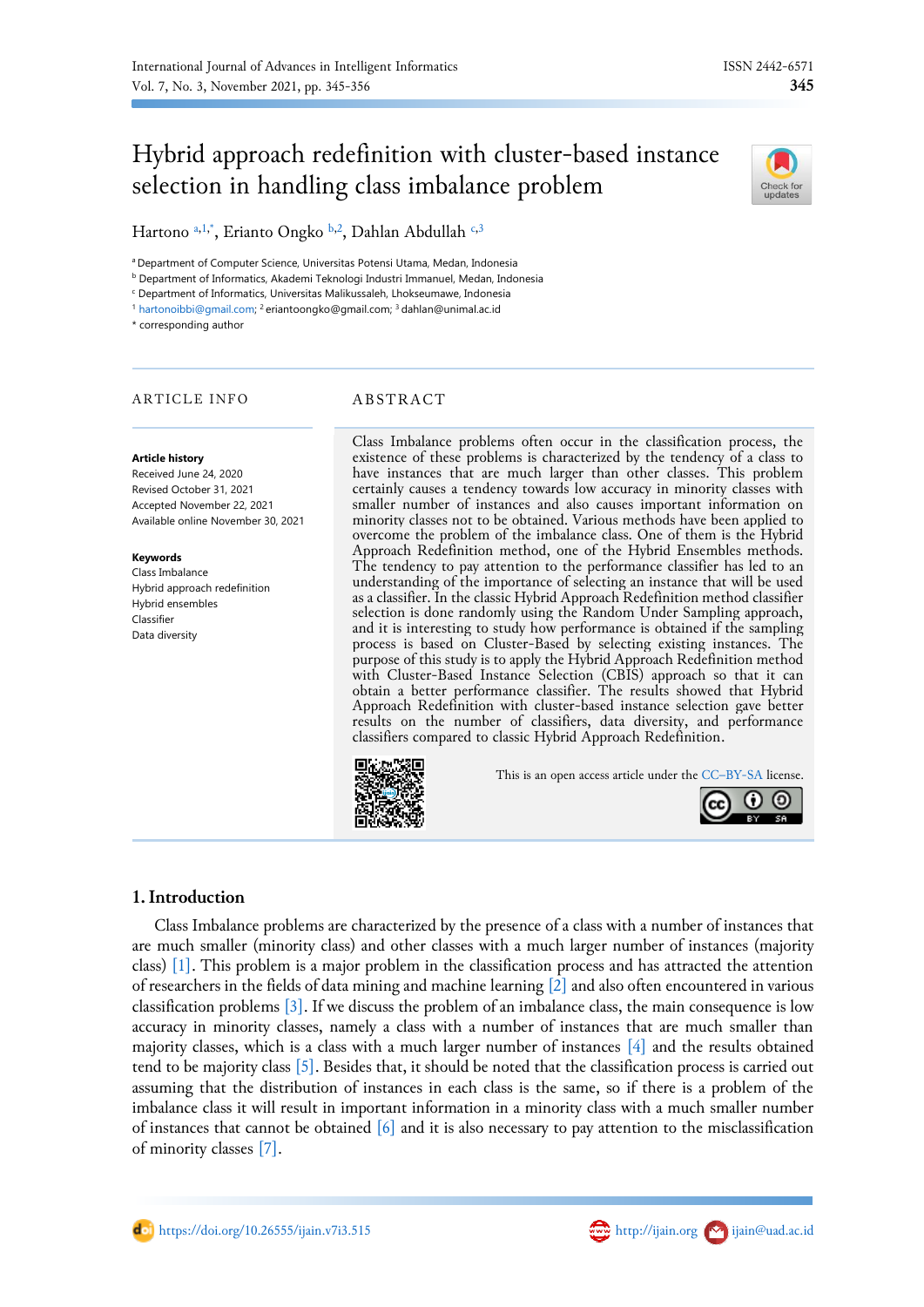# Hybrid approach redefinition with cluster-based instance selection in handling class imbalance problem

Hartono [a,1,*], Erianto Ongko [b,2], Dahlan Abdullah [c,3]

[a] Department of Computer Science, Universitas Potensi Utama, Medan, Indonesia
[b] Department of Informatics, Akademi Teknologi Industri Immanuel, Medan, Indonesia
[c] Department of Informatics, Universitas Malikussaleh, Lhokseumawe, Indonesia
[1] hartonoibbi@gmail.com; [2] eriantoongko@gmail.com; [3] dahlan@unimal.ac.id
* corresponding author

## ARTICLE INFO

**Article history**
Received June 24, 2020
Revised October 31, 2021
Accepted November 22, 2021
Available online November 30, 2021

**Keywords**
Class Imbalance
Hybrid approach redefinition
Hybrid ensembles
Classifier
Data diversity

## ABSTRACT

Class Imbalance problems often occur in the classification process, the existence of these problems is characterized by the tendency of a class to have instances that are much larger than other classes. This problem certainly causes a tendency towards low accuracy in minority classes with smaller number of instances and also causes important information on minority classes not to be obtained. Various methods have been applied to overcome the problem of the imbalance class. One of them is the Hybrid Approach Redefinition method, one of the Hybrid Ensembles methods. The tendency to pay attention to the performance classifier has led to an understanding of the importance of selecting an instance that will be used as a classifier. In the classic Hybrid Approach Redefinition method classifier selection is done randomly using the Random Under Sampling approach, and it is interesting to study how performance is obtained if the sampling process is based on Cluster-Based by selecting existing instances. The purpose of this study is to apply the Hybrid Approach Redefinition method with Cluster-Based Instance Selection (CBIS) approach so that it can obtain a better performance classifier. The results showed that Hybrid Approach Redefinition with cluster-based instance selection gave better results on the number of classifiers, data diversity, and performance classifiers compared to classic Hybrid Approach Redefinition.

This is an open access article under the CC–BY-SA license.

## 1. Introduction

Class Imbalance problems are characterized by the presence of a class with a number of instances that are much smaller (minority class) and other classes with a much larger number of instances (majority class) [1]. This problem is a major problem in the classification process and has attracted the attention of researchers in the fields of data mining and machine learning [2] and also often encountered in various classification problems [3]. If we discuss the problem of an imbalance class, the main consequence is low accuracy in minority classes, namely a class with a number of instances that are much smaller than majority classes, which is a class with a much larger number of instances [4] and the results obtained tend to be majority class [5]. Besides that, it should be noted that the classification process is carried out assuming that the distribution of instances in each class is the same, so if there is a problem of the imbalance class it will result in important information in a minority class with a much smaller number of instances that cannot be obtained [6] and it is also necessary to pay attention to the misclassification of minority classes [7].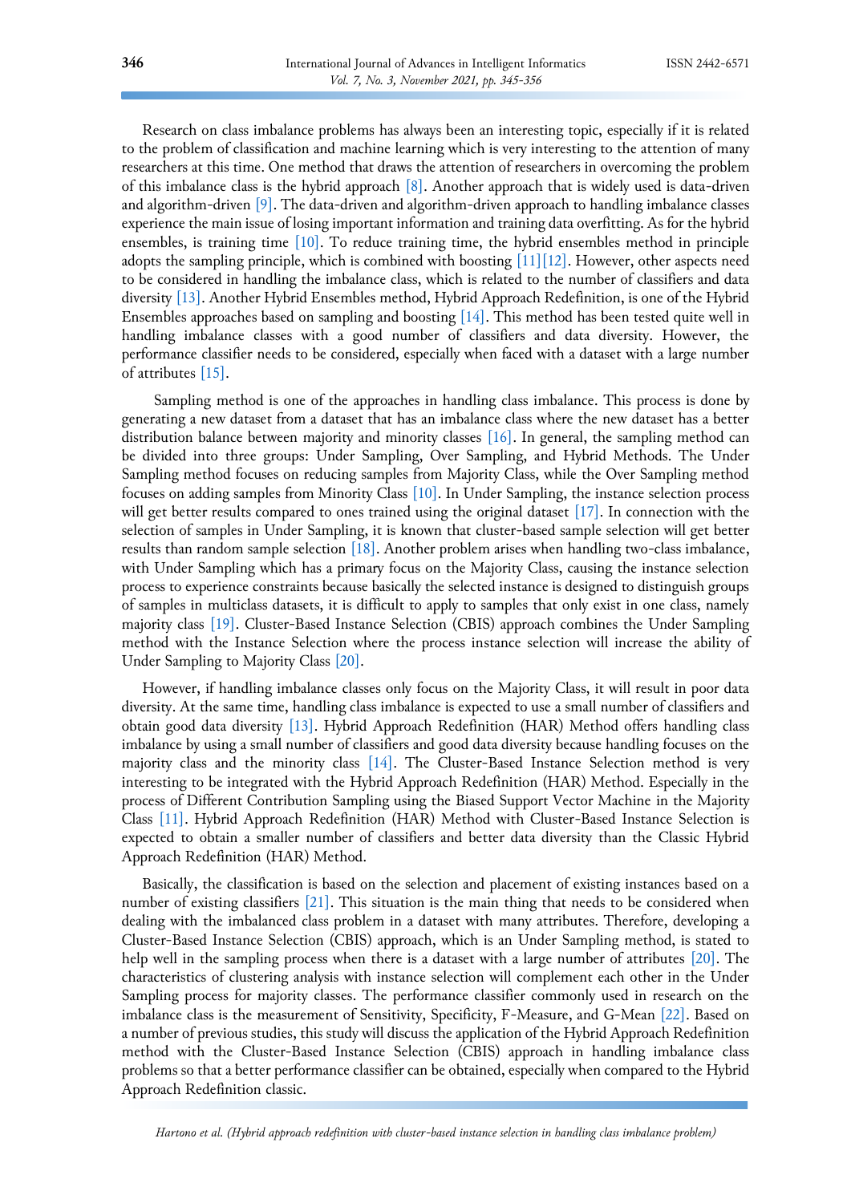Research on class imbalance problems has always been an interesting topic, especially if it is related to the problem of classification and machine learning which is very interesting to the attention of many researchers at this time. One method that draws the attention of researchers in overcoming the problem of this imbalance class is the hybrid approach [8]. Another approach that is widely used is data-driven and algorithm-driven [9]. The data-driven and algorithm-driven approach to handling imbalance classes experience the main issue of losing important information and training data overfitting. As for the hybrid ensembles, is training time [10]. To reduce training time, the hybrid ensembles method in principle adopts the sampling principle, which is combined with boosting [11][12]. However, other aspects need to be considered in handling the imbalance class, which is related to the number of classifiers and data diversity [13]. Another Hybrid Ensembles method, Hybrid Approach Redefinition, is one of the Hybrid Ensembles approaches based on sampling and boosting [14]. This method has been tested quite well in handling imbalance classes with a good number of classifiers and data diversity. However, the performance classifier needs to be considered, especially when faced with a dataset with a large number of attributes [15].

Sampling method is one of the approaches in handling class imbalance. This process is done by generating a new dataset from a dataset that has an imbalance class where the new dataset has a better distribution balance between majority and minority classes [16]. In general, the sampling method can be divided into three groups: Under Sampling, Over Sampling, and Hybrid Methods. The Under Sampling method focuses on reducing samples from Majority Class, while the Over Sampling method focuses on adding samples from Minority Class [10]. In Under Sampling, the instance selection process will get better results compared to ones trained using the original dataset [17]. In connection with the selection of samples in Under Sampling, it is known that cluster-based sample selection will get better results than random sample selection [18]. Another problem arises when handling two-class imbalance, with Under Sampling which has a primary focus on the Majority Class, causing the instance selection process to experience constraints because basically the selected instance is designed to distinguish groups of samples in multiclass datasets, it is difficult to apply to samples that only exist in one class, namely majority class [19]. Cluster-Based Instance Selection (CBIS) approach combines the Under Sampling method with the Instance Selection where the process instance selection will increase the ability of Under Sampling to Majority Class [20].

However, if handling imbalance classes only focus on the Majority Class, it will result in poor data diversity. At the same time, handling class imbalance is expected to use a small number of classifiers and obtain good data diversity [13]. Hybrid Approach Redefinition (HAR) Method offers handling class imbalance by using a small number of classifiers and good data diversity because handling focuses on the majority class and the minority class [14]. The Cluster-Based Instance Selection method is very interesting to be integrated with the Hybrid Approach Redefinition (HAR) Method. Especially in the process of Different Contribution Sampling using the Biased Support Vector Machine in the Majority Class [11]. Hybrid Approach Redefinition (HAR) Method with Cluster-Based Instance Selection is expected to obtain a smaller number of classifiers and better data diversity than the Classic Hybrid Approach Redefinition (HAR) Method.

Basically, the classification is based on the selection and placement of existing instances based on a number of existing classifiers [21]. This situation is the main thing that needs to be considered when dealing with the imbalanced class problem in a dataset with many attributes. Therefore, developing a Cluster-Based Instance Selection (CBIS) approach, which is an Under Sampling method, is stated to help well in the sampling process when there is a dataset with a large number of attributes [20]. The characteristics of clustering analysis with instance selection will complement each other in the Under Sampling process for majority classes. The performance classifier commonly used in research on the imbalance class is the measurement of Sensitivity, Specificity, F-Measure, and G-Mean [22]. Based on a number of previous studies, this study will discuss the application of the Hybrid Approach Redefinition method with the Cluster-Based Instance Selection (CBIS) approach in handling imbalance class problems so that a better performance classifier can be obtained, especially when compared to the Hybrid Approach Redefinition classic.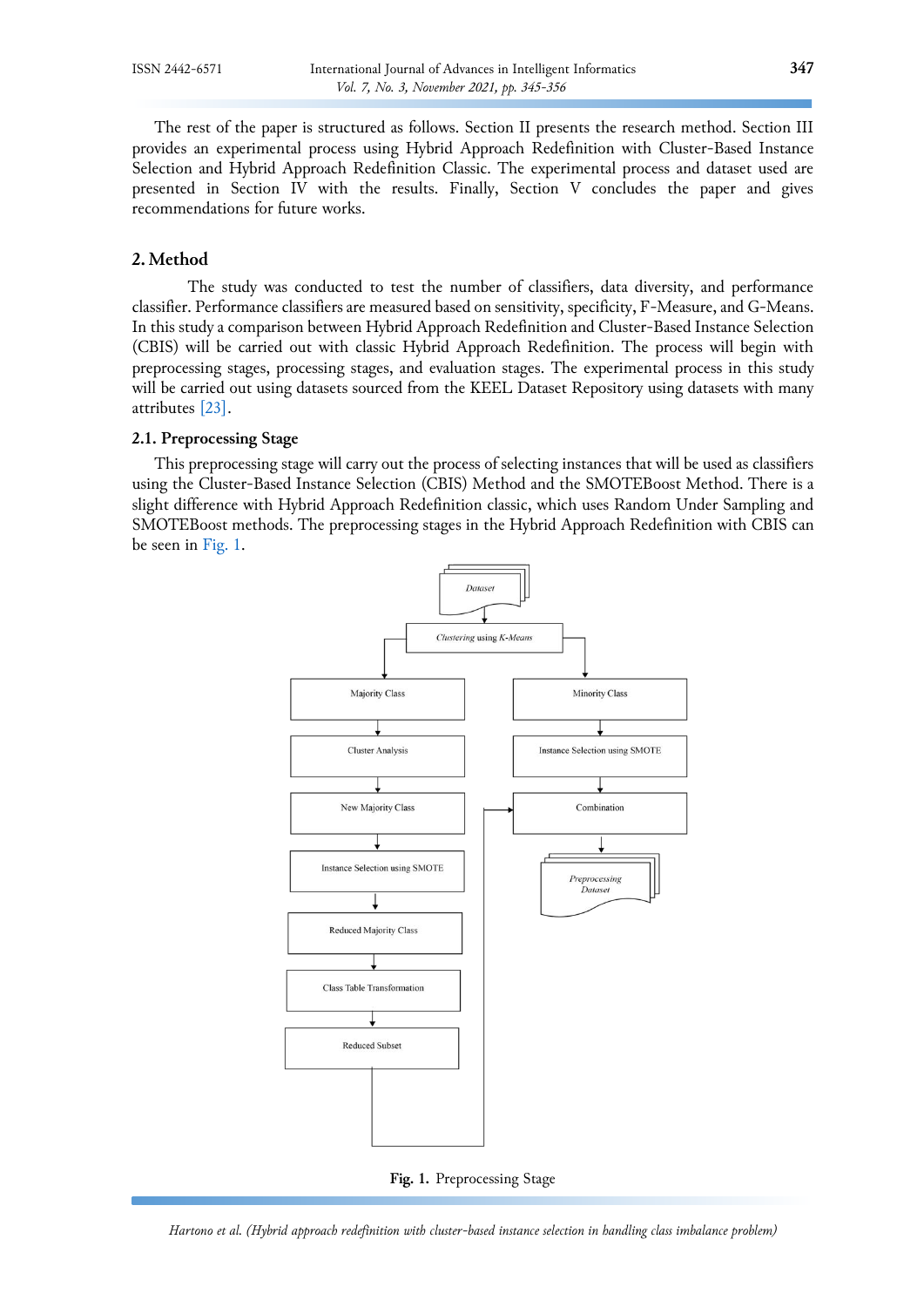The rest of the paper is structured as follows. Section II presents the research method. Section III provides an experimental process using Hybrid Approach Redefinition with Cluster-Based Instance Selection and Hybrid Approach Redefinition Classic. The experimental process and dataset used are presented in Section IV with the results. Finally, Section V concludes the paper and gives recommendations for future works.

## 2. Method

The study was conducted to test the number of classifiers, data diversity, and performance classifier. Performance classifiers are measured based on sensitivity, specificity, F-Measure, and G-Means. In this study a comparison between Hybrid Approach Redefinition and Cluster-Based Instance Selection (CBIS) will be carried out with classic Hybrid Approach Redefinition. The process will begin with preprocessing stages, processing stages, and evaluation stages. The experimental process in this study will be carried out using datasets sourced from the KEEL Dataset Repository using datasets with many attributes [23].

### 2.1. Preprocessing Stage

This preprocessing stage will carry out the process of selecting instances that will be used as classifiers using the Cluster-Based Instance Selection (CBIS) Method and the SMOTEBoost Method. There is a slight difference with Hybrid Approach Redefinition classic, which uses Random Under Sampling and SMOTEBoost methods. The preprocessing stages in the Hybrid Approach Redefinition with CBIS can be seen in Fig. 1.

**Fig. 1.** Preprocessing Stage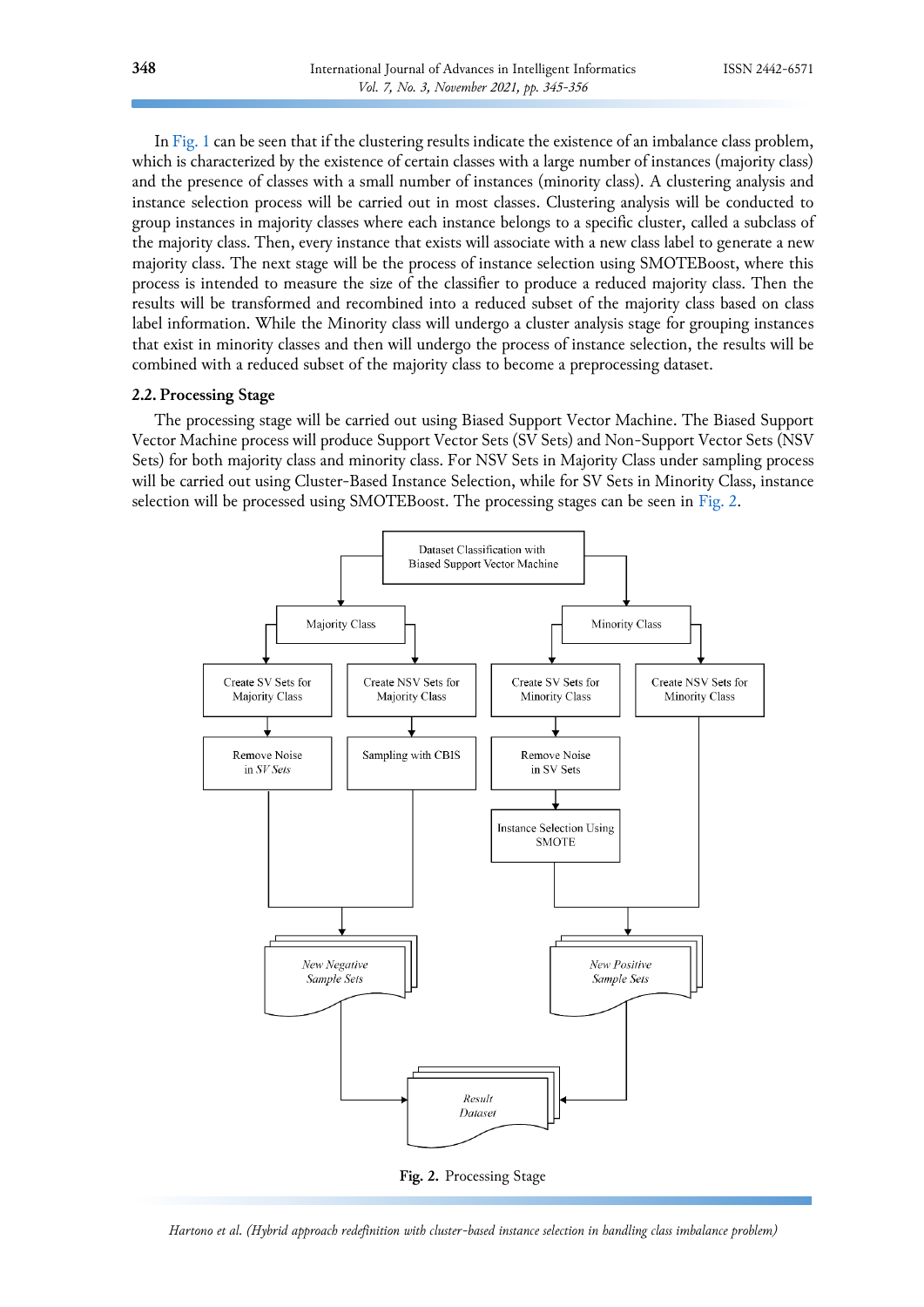In Fig. 1 can be seen that if the clustering results indicate the existence of an imbalance class problem, which is characterized by the existence of certain classes with a large number of instances (majority class) and the presence of classes with a small number of instances (minority class). A clustering analysis and instance selection process will be carried out in most classes. Clustering analysis will be conducted to group instances in majority classes where each instance belongs to a specific cluster, called a subclass of the majority class. Then, every instance that exists will associate with a new class label to generate a new majority class. The next stage will be the process of instance selection using SMOTEBoost, where this process is intended to measure the size of the classifier to produce a reduced majority class. Then the results will be transformed and recombined into a reduced subset of the majority class based on class label information. While the Minority class will undergo a cluster analysis stage for grouping instances that exist in minority classes and then will undergo the process of instance selection, the results will be combined with a reduced subset of the majority class to become a preprocessing dataset.

### 2.2. Processing Stage

The processing stage will be carried out using Biased Support Vector Machine. The Biased Support Vector Machine process will produce Support Vector Sets (SV Sets) and Non-Support Vector Sets (NSV Sets) for both majority class and minority class. For NSV Sets in Majority Class under sampling process will be carried out using Cluster-Based Instance Selection, while for SV Sets in Minority Class, instance selection will be processed using SMOTEBoost. The processing stages can be seen in Fig. 2.

Dataset Classification with Biased Support Vector Machine

Majority Class | Minority Class

Create SV Sets for Majority Class → Remove Noise in *SV Sets*

Create NSV Sets for Majority Class → Sampling with CBIS

Create SV Sets for Minority Class → Remove Noise in SV Sets → Instance Selection Using SMOTE

Create NSV Sets for Minority Class

*New Negative Sample Sets* | *New Positive Sample Sets*

*Result Dataset*

**Fig. 2.** Processing Stage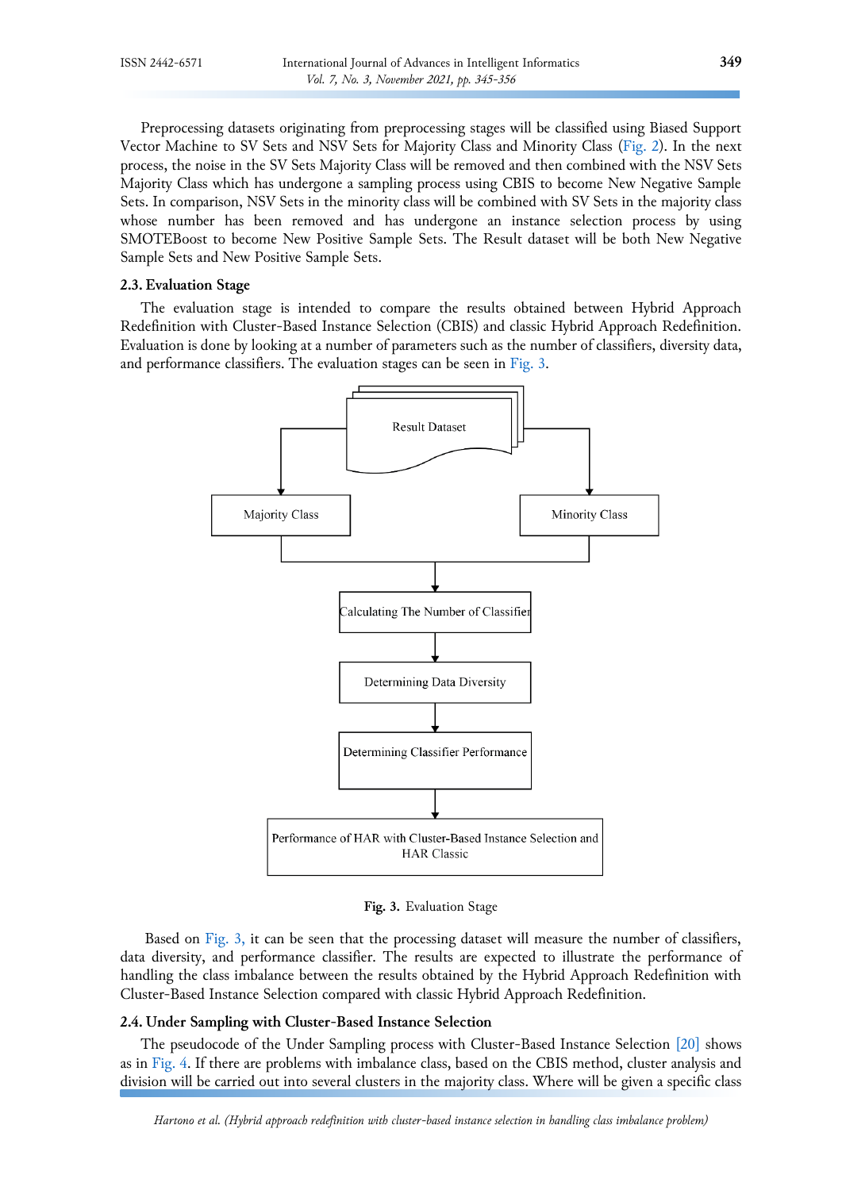Preprocessing datasets originating from preprocessing stages will be classified using Biased Support Vector Machine to SV Sets and NSV Sets for Majority Class and Minority Class (Fig. 2). In the next process, the noise in the SV Sets Majority Class will be removed and then combined with the NSV Sets Majority Class which has undergone a sampling process using CBIS to become New Negative Sample Sets. In comparison, NSV Sets in the minority class will be combined with SV Sets in the majority class whose number has been removed and has undergone an instance selection process by using SMOTEBoost to become New Positive Sample Sets. The Result dataset will be both New Negative Sample Sets and New Positive Sample Sets.

### 2.3. Evaluation Stage

The evaluation stage is intended to compare the results obtained between Hybrid Approach Redefinition with Cluster-Based Instance Selection (CBIS) and classic Hybrid Approach Redefinition. Evaluation is done by looking at a number of parameters such as the number of classifiers, diversity data, and performance classifiers. The evaluation stages can be seen in Fig. 3.

**Fig. 3.** Evaluation Stage

Based on Fig. 3, it can be seen that the processing dataset will measure the number of classifiers, data diversity, and performance classifier. The results are expected to illustrate the performance of handling the class imbalance between the results obtained by the Hybrid Approach Redefinition with Cluster-Based Instance Selection compared with classic Hybrid Approach Redefinition.

### 2.4. Under Sampling with Cluster-Based Instance Selection

The pseudocode of the Under Sampling process with Cluster-Based Instance Selection [20] shows as in Fig. 4. If there are problems with imbalance class, based on the CBIS method, cluster analysis and division will be carried out into several clusters in the majority class. Where will be given a specific class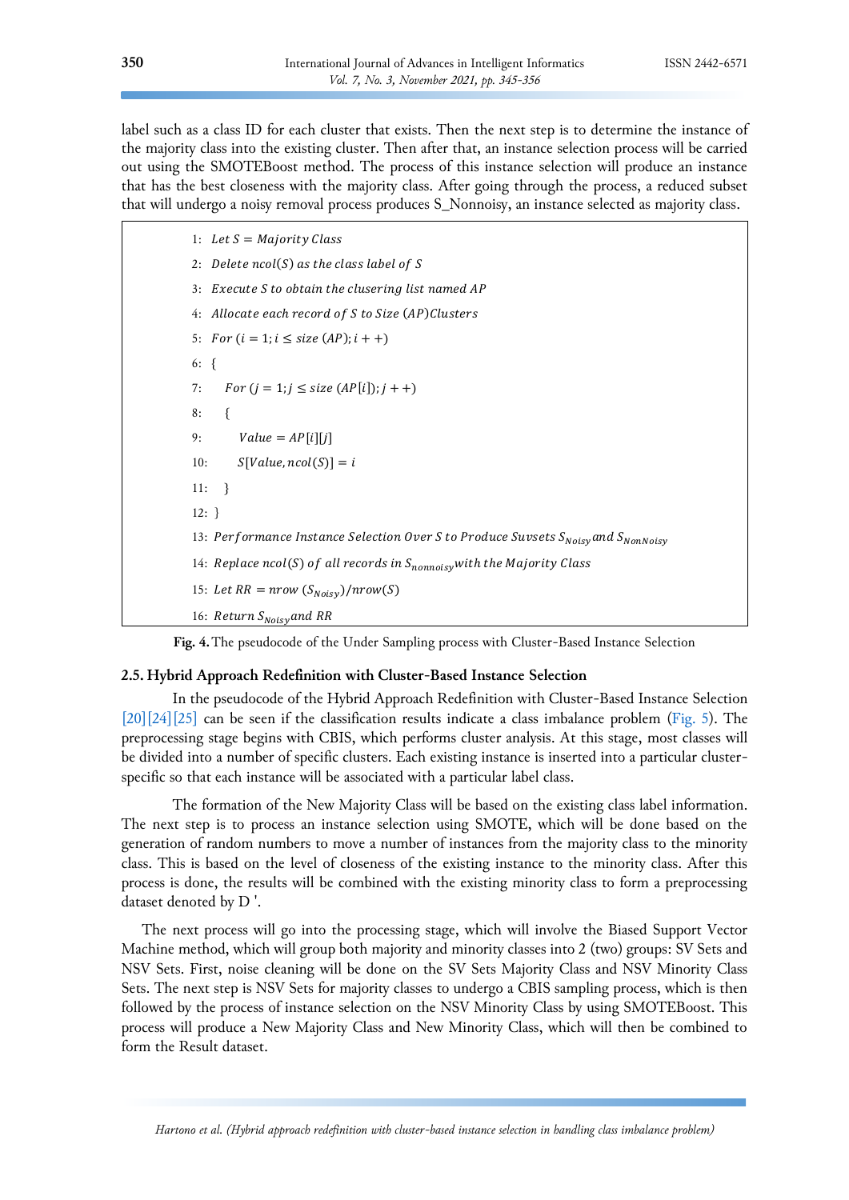label such as a class ID for each cluster that exists. Then the next step is to determine the instance of the majority class into the existing cluster. Then after that, an instance selection process will be carried out using the SMOTEBoost method. The process of this instance selection will produce an instance that has the best closeness with the majority class. After going through the process, a reduced subset that will undergo a noisy removal process produces S_Nonnoisy, an instance selected as majority class.

```
1:  Let S = Majority Class
2:  Delete ncol(S) as the class label of S
3:  Execute S to obtain the clusering list named AP
4:  Allocate each record of S to Size (AP)Clusters
5:  For (i = 1; i ≤ size (AP); i + +)
6:  {
7:      For (j = 1; j ≤ size (AP[i]); j + +)
8:      {
9:          Value = AP[i][j]
10:         S[Value, ncol(S)] = i
11:     }
12: }
13: Performance Instance Selection Over S to Produce Suvsets S_Noisy and S_NonNoisy
14: Replace ncol(S) of all records in S_nonnoisy with the Majority Class
15: Let RR = nrow (S_Noisy)/nrow(S)
16: Return S_Noisy and RR
```

**Fig. 4.** The pseudocode of the Under Sampling process with Cluster-Based Instance Selection

## 2.5. Hybrid Approach Redefinition with Cluster-Based Instance Selection

In the pseudocode of the Hybrid Approach Redefinition with Cluster-Based Instance Selection [20][24][25] can be seen if the classification results indicate a class imbalance problem (Fig. 5). The preprocessing stage begins with CBIS, which performs cluster analysis. At this stage, most classes will be divided into a number of specific clusters. Each existing instance is inserted into a particular cluster-specific so that each instance will be associated with a particular label class.

The formation of the New Majority Class will be based on the existing class label information. The next step is to process an instance selection using SMOTE, which will be done based on the generation of random numbers to move a number of instances from the majority class to the minority class. This is based on the level of closeness of the existing instance to the minority class. After this process is done, the results will be combined with the existing minority class to form a preprocessing dataset denoted by D '.

The next process will go into the processing stage, which will involve the Biased Support Vector Machine method, which will group both majority and minority classes into 2 (two) groups: SV Sets and NSV Sets. First, noise cleaning will be done on the SV Sets Majority Class and NSV Minority Class Sets. The next step is NSV Sets for majority classes to undergo a CBIS sampling process, which is then followed by the process of instance selection on the NSV Minority Class by using SMOTEBoost. This process will produce a New Majority Class and New Minority Class, which will then be combined to form the Result dataset.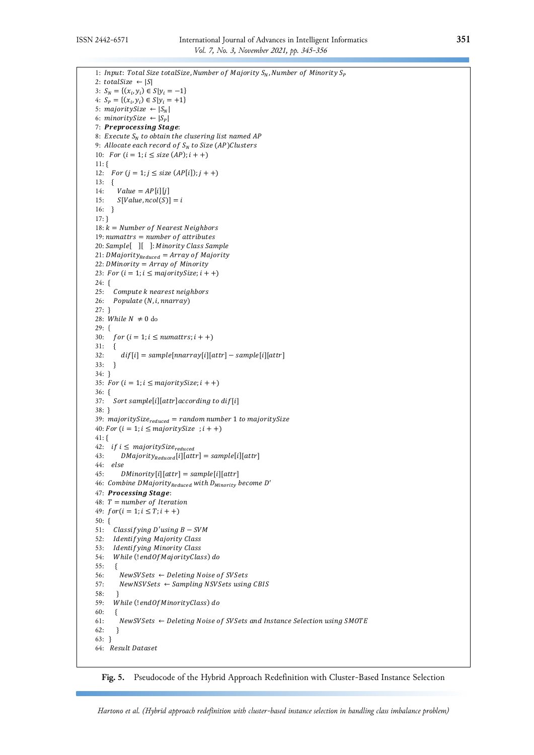```
1: Input: Total Size totalSize, Number of Majority S_N, Number of Minority S_P
2: totalSize ← |S|
3: S_N = {(x_i, y_i) ∈ S | y_i = −1}
4: S_P = {(x_i, y_i) ∈ S | y_i = +1}
5: majoritySize ← |S_N|
6: minoritySize ← |S_P|
7: Preprocessing Stage:
8: Execute S_N to obtain the clusering list named AP
9: Allocate each record of S_N to Size (AP)Clusters
10:  For (i = 1; i ≤ size (AP); i++)
11: {
12:   For (j = 1; j ≤ size (AP[i]); j++)
13:   {
14:     Value = AP[i][j]
15:     S[Value, ncol(S)] = i
16:   }
17: }
18: k = Number of Nearest Neighbors
19: numattrs = number of attributes
20: Sample[ ][ ]: Minority Class Sample
21: DMajority_Reduced = Array of Majority
22: DMinority = Array of Minority
23: For (i = 1; i ≤ majoritySize; i++)
24: {
25:   Compute k nearest neighbors
26:   Populate (N, i, nnarray)
27: }
28: While N ≠ 0 do
29: {
30:   for (i = 1; i ≤ numattrs; i++)
31:   {
32:     dif[i] = sample[nnarray[i][attr] − sample[i][attr]
33:   }
34: }
35: For (i = 1; i ≤ majoritySize; i++)
36: {
37:   Sort sample[i][attr] according to dif[i]
38: }
39: majoritySize_reduced = random number 1 to majoritySize
40: For (i = 1; i ≤ majoritySize  ; i++)
41: {
42:   if i ≤ majoritySize_reduced
43:     DMajority_Reduced[i][attr] = sample[i][attr]
44:   else
45:     DMinority[i][attr] = sample[i][attr]
46: Combine DMajority_Reduced with D_Minority become D'
47: Processing Stage:
48: T = number of Iteration
49: for(i = 1; i ≤ T; i++)
50: {
51:   Classifying D' using B − SVM
52:   Identifying Majority Class
53:   Identifying Minority Class
54:   While (!endOfMajorityClass) do
55:   {
56:     NewSVSets ← Deleting Noise of SVSets
57:     NewNSVSets ← Sampling NSVSets using CBIS
58:   }
59:   While (!endOfMinorityClass) do
60:   {
61:     NewSVSets ← Deleting Noise of SVSets and Instance Selection using SMOTE
62:   }
63: }
64: Result Dataset
```

**Fig. 5.** Pseudocode of the Hybrid Approach Redefinition with Cluster-Based Instance Selection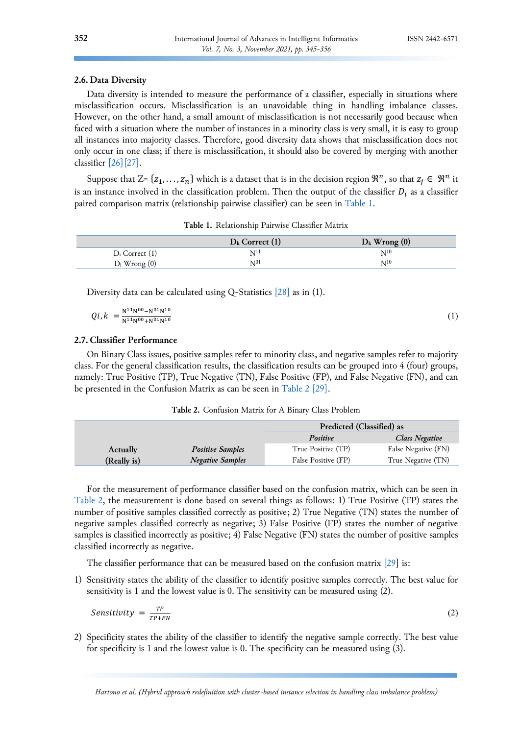### 2.6. Data Diversity

Data diversity is intended to measure the performance of a classifier, especially in situations where misclassification occurs. Misclassification is an unavoidable thing in handling imbalance classes. However, on the other hand, a small amount of misclassification is not necessarily good because when faced with a situation where the number of instances in a minority class is very small, it is easy to group all instances into majority classes. Therefore, good diversity data shows that misclassification does not only occur in one class; if there is misclassification, it should also be covered by merging with another classifier [26][27].

Suppose that Z= $\{z_1, \ldots, z_n\}$ which is a dataset that is in the decision region $\Re^n$, so that $z_j \in \Re^n$ it is an instance involved in the classification problem. Then the output of the classifier $D_i$ as a classifier paired comparison matrix (relationship pairwise classifier) can be seen in Table 1.

**Table 1.** Relationship Pairwise Classifier Matrix

| | $D_k$ Correct (1) | $D_k$ Wrong (0) |
|---|---|---|
| $D_i$ Correct (1) | $N^{11}$ | $N^{10}$ |
| $D_i$ Wrong (0) | $N^{01}$ | $N^{10}$ |

Diversity data can be calculated using Q-Statistics [28] as in (1).

$$Qi,k = \frac{N^{11}N^{00} - N^{01}N^{10}}{N^{11}N^{00} + N^{01}N^{10}} \tag{1}$$

### 2.7. Classifier Performance

On Binary Class issues, positive samples refer to minority class, and negative samples refer to majority class. For the general classification results, the classification results can be grouped into 4 (four) groups, namely: True Positive (TP), True Negative (TN), False Positive (FP), and False Negative (FN), and can be presented in the Confusion Matrix as can be seen in Table 2 [29].

**Table 2.** Confusion Matrix for A Binary Class Problem

| | | Predicted (Classified) as | |
|---|---|---|---|
| | | *Positive* | *Class Negative* |
| **Actually (Really is)** | *Positive Samples* | True Positive (TP) | False Negative (FN) |
| | *Negative Samples* | False Positive (FP) | True Negative (TN) |

For the measurement of performance classifier based on the confusion matrix, which can be seen in Table 2, the measurement is done based on several things as follows: 1) True Positive (TP) states the number of positive samples classified correctly as positive; 2) True Negative (TN) states the number of negative samples classified correctly as negative; 3) False Positive (FP) states the number of negative samples is classified incorrectly as positive; 4) False Negative (FN) states the number of positive samples classified incorrectly as negative.

The classifier performance that can be measured based on the confusion matrix [29] is:

1) Sensitivity states the ability of the classifier to identify positive samples correctly. The best value for sensitivity is 1 and the lowest value is 0. The sensitivity can be measured using (2).

$$Sensitivity = \frac{TP}{TP+FN} \tag{2}$$

2) Specificity states the ability of the classifier to identify the negative sample correctly. The best value for specificity is 1 and the lowest value is 0. The specificity can be measured using (3).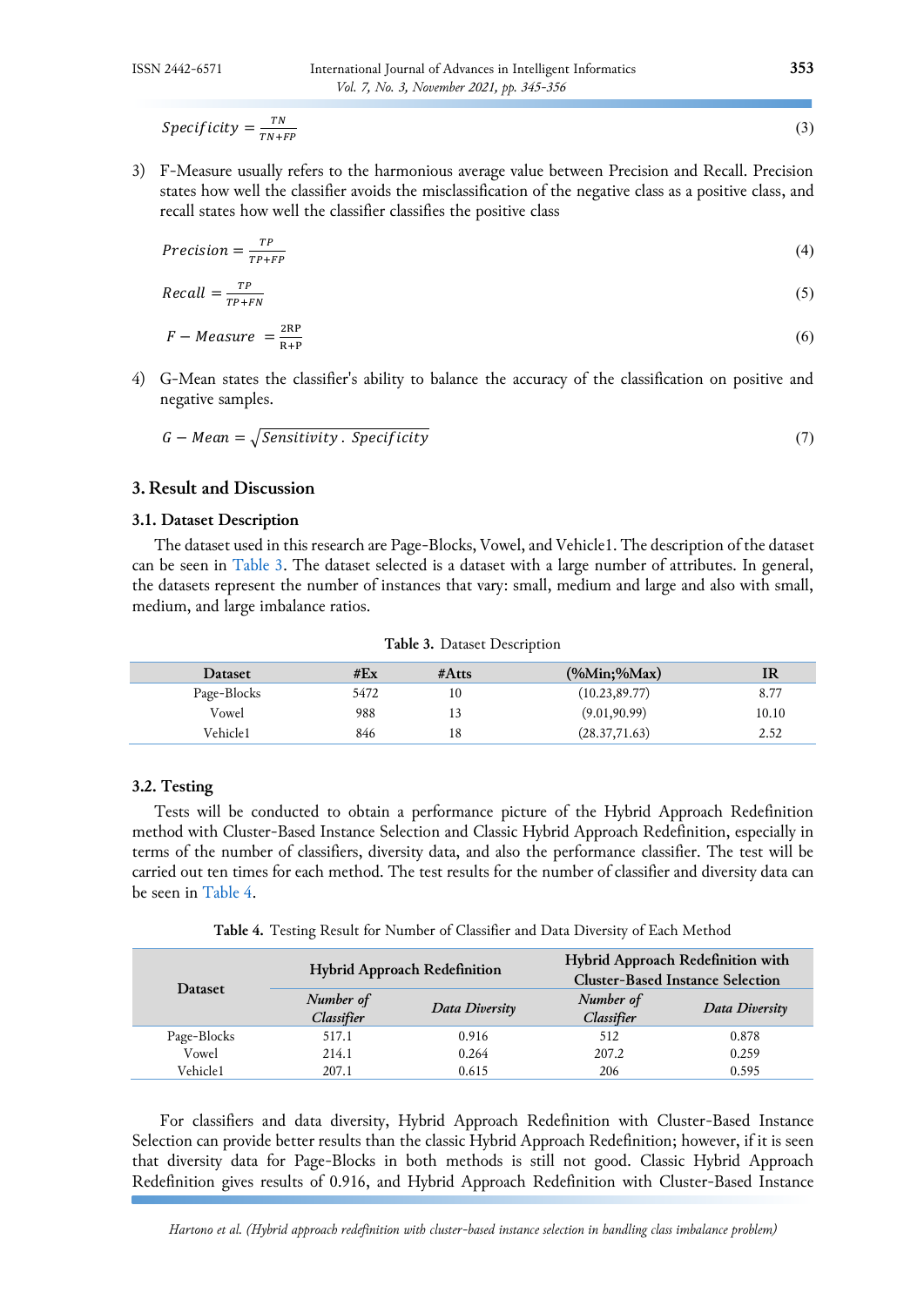$$Specificity = \frac{TN}{TN+FP} \tag{3}$$

3) F-Measure usually refers to the harmonious average value between Precision and Recall. Precision states how well the classifier avoids the misclassification of the negative class as a positive class, and recall states how well the classifier classifies the positive class

$$Precision = \frac{TP}{TP+FP} \tag{4}$$

$$Recall = \frac{TP}{TP+FN} \tag{5}$$

$$F - Measure = \frac{2RP}{R+P} \tag{6}$$

4) G-Mean states the classifier's ability to balance the accuracy of the classification on positive and negative samples.

$$G - Mean = \sqrt{Sensitivity \, . \, Specificity} \tag{7}$$

## 3. Result and Discussion

### 3.1. Dataset Description

The dataset used in this research are Page-Blocks, Vowel, and Vehicle1. The description of the dataset can be seen in Table 3. The dataset selected is a dataset with a large number of attributes. In general, the datasets represent the number of instances that vary: small, medium and large and also with small, medium, and large imbalance ratios.

**Table 3.** Dataset Description

| Dataset | #Ex | #Atts | (%Min;%Max) | IR |
|---|---|---|---|---|
| Page-Blocks | 5472 | 10 | (10.23,89.77) | 8.77 |
| Vowel | 988 | 13 | (9.01,90.99) | 10.10 |
| Vehicle1 | 846 | 18 | (28.37,71.63) | 2.52 |

### 3.2. Testing

Tests will be conducted to obtain a performance picture of the Hybrid Approach Redefinition method with Cluster-Based Instance Selection and Classic Hybrid Approach Redefinition, especially in terms of the number of classifiers, diversity data, and also the performance classifier. The test will be carried out ten times for each method. The test results for the number of classifier and diversity data can be seen in Table 4.

**Table 4.** Testing Result for Number of Classifier and Data Diversity of Each Method

| Dataset | Hybrid Approach Redefinition | | Hybrid Approach Redefinition with Cluster-Based Instance Selection | |
|---|---|---|---|---|
| | *Number of Classifier* | *Data Diversity* | *Number of Classifier* | *Data Diversity* |
| Page-Blocks | 517.1 | 0.916 | 512 | 0.878 |
| Vowel | 214.1 | 0.264 | 207.2 | 0.259 |
| Vehicle1 | 207.1 | 0.615 | 206 | 0.595 |

For classifiers and data diversity, Hybrid Approach Redefinition with Cluster-Based Instance Selection can provide better results than the classic Hybrid Approach Redefinition; however, if it is seen that diversity data for Page-Blocks in both methods is still not good. Classic Hybrid Approach Redefinition gives results of 0.916, and Hybrid Approach Redefinition with Cluster-Based Instance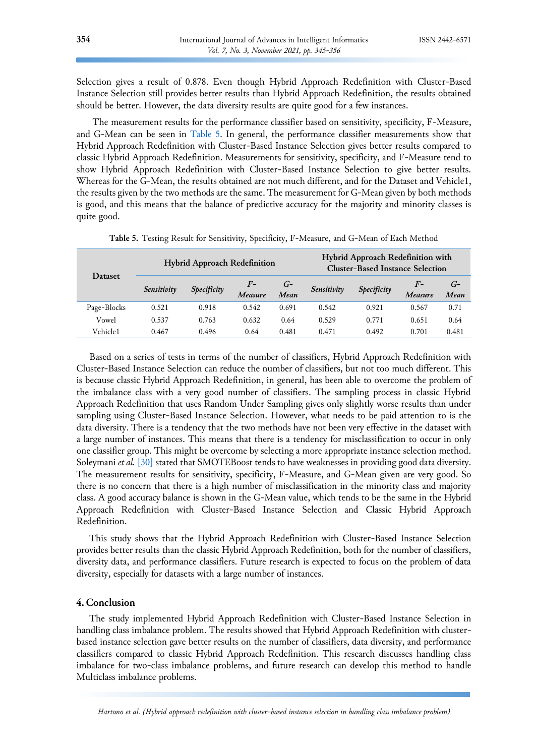Selection gives a result of 0.878. Even though Hybrid Approach Redefinition with Cluster-Based Instance Selection still provides better results than Hybrid Approach Redefinition, the results obtained should be better. However, the data diversity results are quite good for a few instances.

The measurement results for the performance classifier based on sensitivity, specificity, F-Measure, and G-Mean can be seen in Table 5. In general, the performance classifier measurements show that Hybrid Approach Redefinition with Cluster-Based Instance Selection gives better results compared to classic Hybrid Approach Redefinition. Measurements for sensitivity, specificity, and F-Measure tend to show Hybrid Approach Redefinition with Cluster-Based Instance Selection to give better results. Whereas for the G-Mean, the results obtained are not much different, and for the Dataset and Vehicle1, the results given by the two methods are the same. The measurement for G-Mean given by both methods is good, and this means that the balance of predictive accuracy for the majority and minority classes is quite good.

**Table 5.** Testing Result for Sensitivity, Specificity, F-Measure, and G-Mean of Each Method

| Dataset | Hybrid Approach Redefinition | | | | Hybrid Approach Redefinition with Cluster-Based Instance Selection | | | |
|---|---|---|---|---|---|---|---|---|
| | *Sensitivity* | *Specificity* | *F-Measure* | *G-Mean* | *Sensitivity* | *Specificity* | *F-Measure* | *G-Mean* |
| Page-Blocks | 0.521 | 0.918 | 0.542 | 0.691 | 0.542 | 0.921 | 0.567 | 0.71 |
| Vowel | 0.537 | 0.763 | 0.632 | 0.64 | 0.529 | 0.771 | 0.651 | 0.64 |
| Vehicle1 | 0.467 | 0.496 | 0.64 | 0.481 | 0.471 | 0.492 | 0.701 | 0.481 |

Based on a series of tests in terms of the number of classifiers, Hybrid Approach Redefinition with Cluster-Based Instance Selection can reduce the number of classifiers, but not too much different. This is because classic Hybrid Approach Redefinition, in general, has been able to overcome the problem of the imbalance class with a very good number of classifiers. The sampling process in classic Hybrid Approach Redefinition that uses Random Under Sampling gives only slightly worse results than under sampling using Cluster-Based Instance Selection. However, what needs to be paid attention to is the data diversity. There is a tendency that the two methods have not been very effective in the dataset with a large number of instances. This means that there is a tendency for misclassification to occur in only one classifier group. This might be overcome by selecting a more appropriate instance selection method. Soleymani *et al.* [30] stated that SMOTEBoost tends to have weaknesses in providing good data diversity. The measurement results for sensitivity, specificity, F-Measure, and G-Mean given are very good. So there is no concern that there is a high number of misclassification in the minority class and majority class. A good accuracy balance is shown in the G-Mean value, which tends to be the same in the Hybrid Approach Redefinition with Cluster-Based Instance Selection and Classic Hybrid Approach Redefinition.

This study shows that the Hybrid Approach Redefinition with Cluster-Based Instance Selection provides better results than the classic Hybrid Approach Redefinition, both for the number of classifiers, diversity data, and performance classifiers. Future research is expected to focus on the problem of data diversity, especially for datasets with a large number of instances.

## 4. Conclusion

The study implemented Hybrid Approach Redefinition with Cluster-Based Instance Selection in handling class imbalance problem. The results showed that Hybrid Approach Redefinition with cluster-based instance selection gave better results on the number of classifiers, data diversity, and performance classifiers compared to classic Hybrid Approach Redefinition. This research discusses handling class imbalance for two-class imbalance problems, and future research can develop this method to handle Multiclass imbalance problems.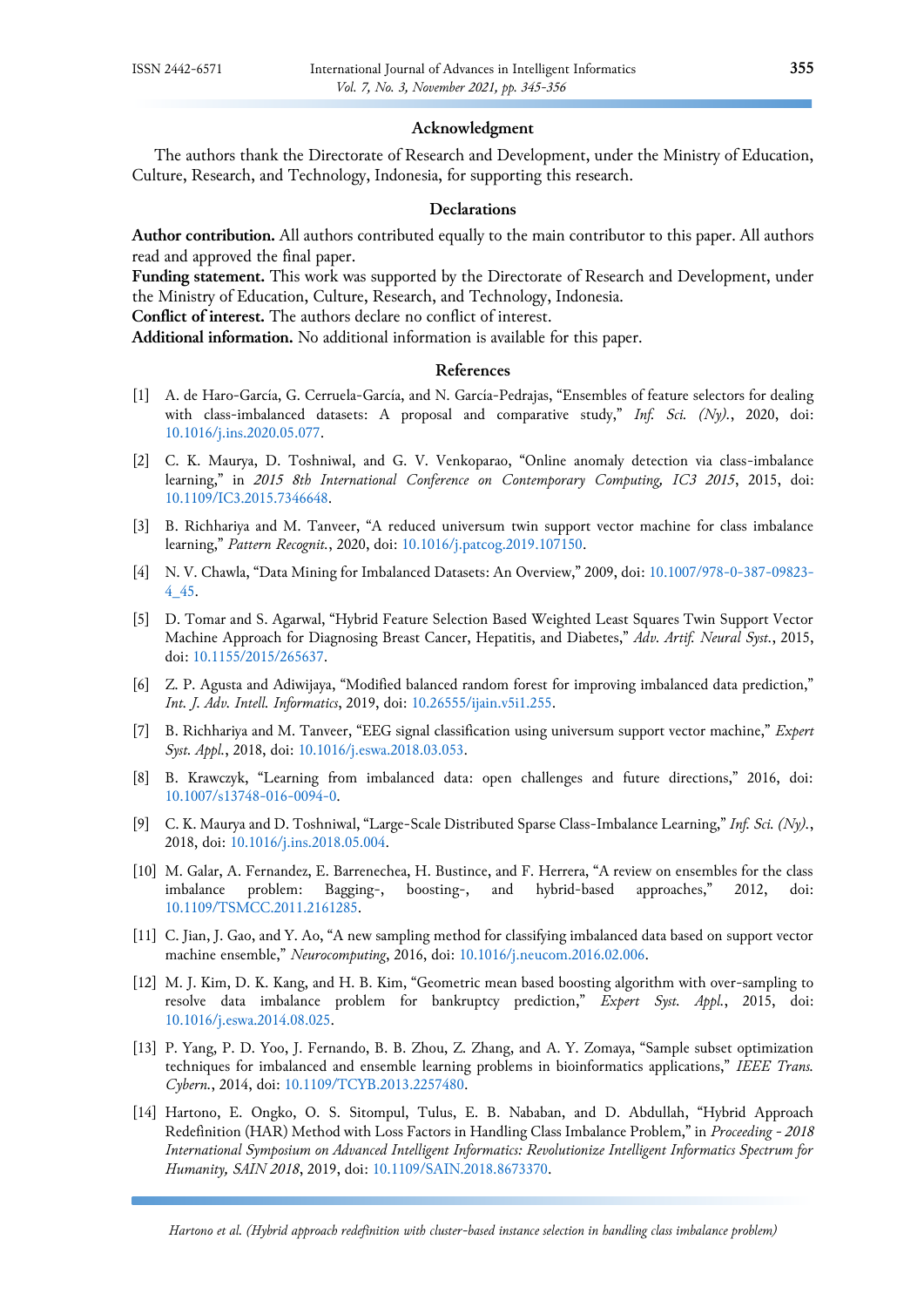## Acknowledgment

The authors thank the Directorate of Research and Development, under the Ministry of Education, Culture, Research, and Technology, Indonesia, for supporting this research.

## Declarations

**Author contribution.** All authors contributed equally to the main contributor to this paper. All authors read and approved the final paper.

**Funding statement.** This work was supported by the Directorate of Research and Development, under the Ministry of Education, Culture, Research, and Technology, Indonesia.

**Conflict of interest.** The authors declare no conflict of interest.

**Additional information.** No additional information is available for this paper.

## References

[1] A. de Haro-García, G. Cerruela-García, and N. García-Pedrajas, "Ensembles of feature selectors for dealing with class-imbalanced datasets: A proposal and comparative study," *Inf. Sci. (Ny).*, 2020, doi: 10.1016/j.ins.2020.05.077.

[2] C. K. Maurya, D. Toshniwal, and G. V. Venkoparao, "Online anomaly detection via class-imbalance learning," in *2015 8th International Conference on Contemporary Computing, IC3 2015*, 2015, doi: 10.1109/IC3.2015.7346648.

[3] B. Richhariya and M. Tanveer, "A reduced universum twin support vector machine for class imbalance learning," *Pattern Recognit.*, 2020, doi: 10.1016/j.patcog.2019.107150.

[4] N. V. Chawla, "Data Mining for Imbalanced Datasets: An Overview," 2009, doi: 10.1007/978-0-387-09823-4_45.

[5] D. Tomar and S. Agarwal, "Hybrid Feature Selection Based Weighted Least Squares Twin Support Vector Machine Approach for Diagnosing Breast Cancer, Hepatitis, and Diabetes," *Adv. Artif. Neural Syst.*, 2015, doi: 10.1155/2015/265637.

[6] Z. P. Agusta and Adiwijaya, "Modified balanced random forest for improving imbalanced data prediction," *Int. J. Adv. Intell. Informatics*, 2019, doi: 10.26555/ijain.v5i1.255.

[7] B. Richhariya and M. Tanveer, "EEG signal classification using universum support vector machine," *Expert Syst. Appl.*, 2018, doi: 10.1016/j.eswa.2018.03.053.

[8] B. Krawczyk, "Learning from imbalanced data: open challenges and future directions," 2016, doi: 10.1007/s13748-016-0094-0.

[9] C. K. Maurya and D. Toshniwal, "Large-Scale Distributed Sparse Class-Imbalance Learning," *Inf. Sci. (Ny).*, 2018, doi: 10.1016/j.ins.2018.05.004.

[10] M. Galar, A. Fernandez, E. Barrenechea, H. Bustince, and F. Herrera, "A review on ensembles for the class imbalance problem: Bagging-, boosting-, and hybrid-based approaches," 2012, doi: 10.1109/TSMCC.2011.2161285.

[11] C. Jian, J. Gao, and Y. Ao, "A new sampling method for classifying imbalanced data based on support vector machine ensemble," *Neurocomputing*, 2016, doi: 10.1016/j.neucom.2016.02.006.

[12] M. J. Kim, D. K. Kang, and H. B. Kim, "Geometric mean based boosting algorithm with over-sampling to resolve data imbalance problem for bankruptcy prediction," *Expert Syst. Appl.*, 2015, doi: 10.1016/j.eswa.2014.08.025.

[13] P. Yang, P. D. Yoo, J. Fernando, B. B. Zhou, Z. Zhang, and A. Y. Zomaya, "Sample subset optimization techniques for imbalanced and ensemble learning problems in bioinformatics applications," *IEEE Trans. Cybern.*, 2014, doi: 10.1109/TCYB.2013.2257480.

[14] Hartono, E. Ongko, O. S. Sitompul, Tulus, E. B. Nababan, and D. Abdullah, "Hybrid Approach Redefinition (HAR) Method with Loss Factors in Handling Class Imbalance Problem," in *Proceeding - 2018 International Symposium on Advanced Intelligent Informatics: Revolutionize Intelligent Informatics Spectrum for Humanity, SAIN 2018*, 2019, doi: 10.1109/SAIN.2018.8673370.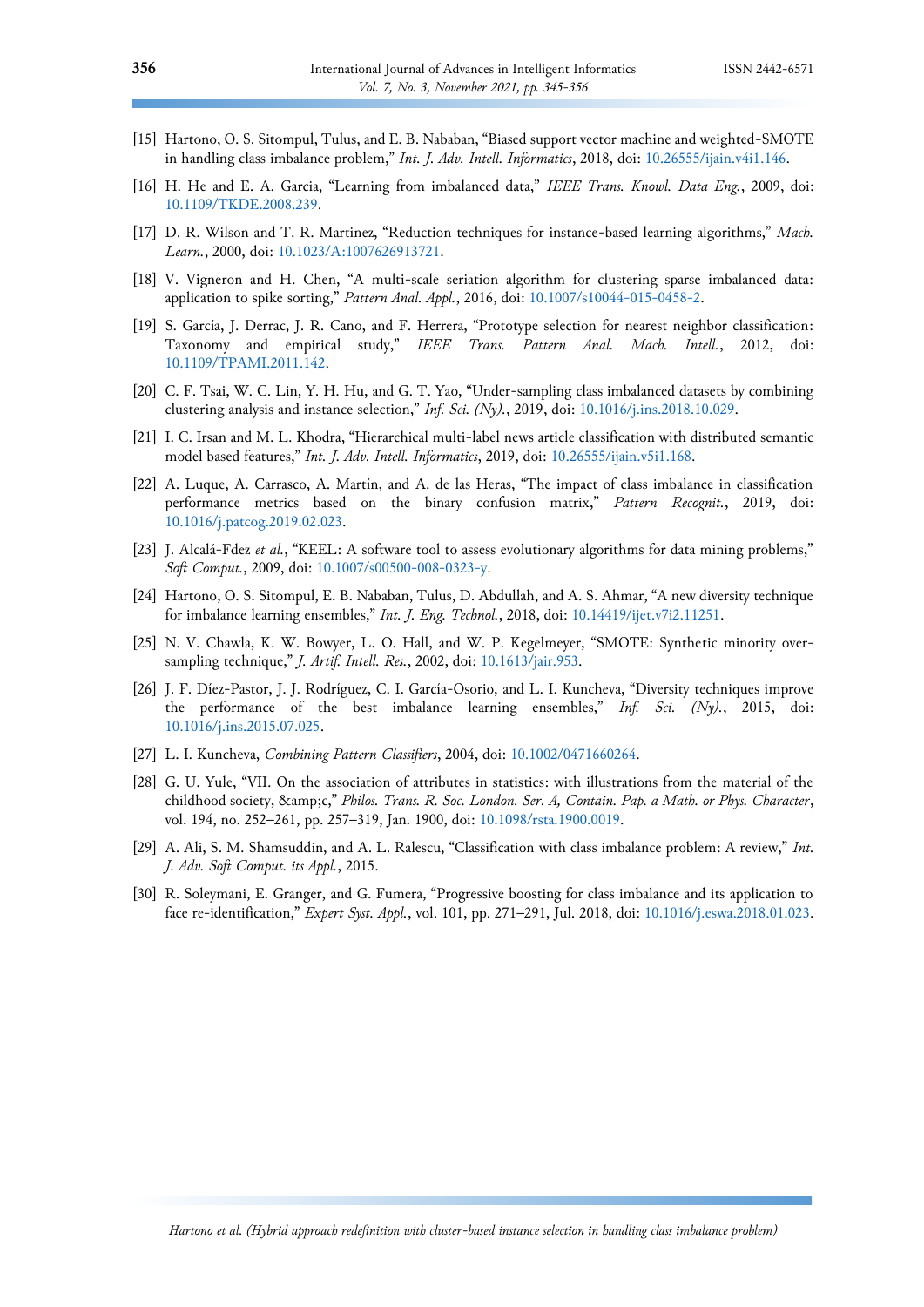[15] Hartono, O. S. Sitompul, Tulus, and E. B. Nababan, "Biased support vector machine and weighted-SMOTE in handling class imbalance problem," *Int. J. Adv. Intell. Informatics*, 2018, doi: 10.26555/ijain.v4i1.146.

[16] H. He and E. A. Garcia, "Learning from imbalanced data," *IEEE Trans. Knowl. Data Eng.*, 2009, doi: 10.1109/TKDE.2008.239.

[17] D. R. Wilson and T. R. Martinez, "Reduction techniques for instance-based learning algorithms," *Mach. Learn.*, 2000, doi: 10.1023/A:1007626913721.

[18] V. Vigneron and H. Chen, "A multi-scale seriation algorithm for clustering sparse imbalanced data: application to spike sorting," *Pattern Anal. Appl.*, 2016, doi: 10.1007/s10044-015-0458-2.

[19] S. García, J. Derrac, J. R. Cano, and F. Herrera, "Prototype selection for nearest neighbor classification: Taxonomy and empirical study," *IEEE Trans. Pattern Anal. Mach. Intell.*, 2012, doi: 10.1109/TPAMI.2011.142.

[20] C. F. Tsai, W. C. Lin, Y. H. Hu, and G. T. Yao, "Under-sampling class imbalanced datasets by combining clustering analysis and instance selection," *Inf. Sci. (Ny).*, 2019, doi: 10.1016/j.ins.2018.10.029.

[21] I. C. Irsan and M. L. Khodra, "Hierarchical multi-label news article classification with distributed semantic model based features," *Int. J. Adv. Intell. Informatics*, 2019, doi: 10.26555/ijain.v5i1.168.

[22] A. Luque, A. Carrasco, A. Martín, and A. de las Heras, "The impact of class imbalance in classification performance metrics based on the binary confusion matrix," *Pattern Recognit.*, 2019, doi: 10.1016/j.patcog.2019.02.023.

[23] J. Alcalá-Fdez *et al.*, "KEEL: A software tool to assess evolutionary algorithms for data mining problems," *Soft Comput.*, 2009, doi: 10.1007/s00500-008-0323-y.

[24] Hartono, O. S. Sitompul, E. B. Nababan, Tulus, D. Abdullah, and A. S. Ahmar, "A new diversity technique for imbalance learning ensembles," *Int. J. Eng. Technol.*, 2018, doi: 10.14419/ijet.v7i2.11251.

[25] N. V. Chawla, K. W. Bowyer, L. O. Hall, and W. P. Kegelmeyer, "SMOTE: Synthetic minority over-sampling technique," *J. Artif. Intell. Res.*, 2002, doi: 10.1613/jair.953.

[26] J. F. Díez-Pastor, J. J. Rodríguez, C. I. García-Osorio, and L. I. Kuncheva, "Diversity techniques improve the performance of the best imbalance learning ensembles," *Inf. Sci. (Ny).*, 2015, doi: 10.1016/j.ins.2015.07.025.

[27] L. I. Kuncheva, *Combining Pattern Classifiers*, 2004, doi: 10.1002/0471660264.

[28] G. U. Yule, "VII. On the association of attributes in statistics: with illustrations from the material of the childhood society, &amp;c," *Philos. Trans. R. Soc. London. Ser. A, Contain. Pap. a Math. or Phys. Character*, vol. 194, no. 252–261, pp. 257–319, Jan. 1900, doi: 10.1098/rsta.1900.0019.

[29] A. Ali, S. M. Shamsuddin, and A. L. Ralescu, "Classification with class imbalance problem: A review," *Int. J. Adv. Soft Comput. its Appl.*, 2015.

[30] R. Soleymani, E. Granger, and G. Fumera, "Progressive boosting for class imbalance and its application to face re-identification," *Expert Syst. Appl.*, vol. 101, pp. 271–291, Jul. 2018, doi: 10.1016/j.eswa.2018.01.023.